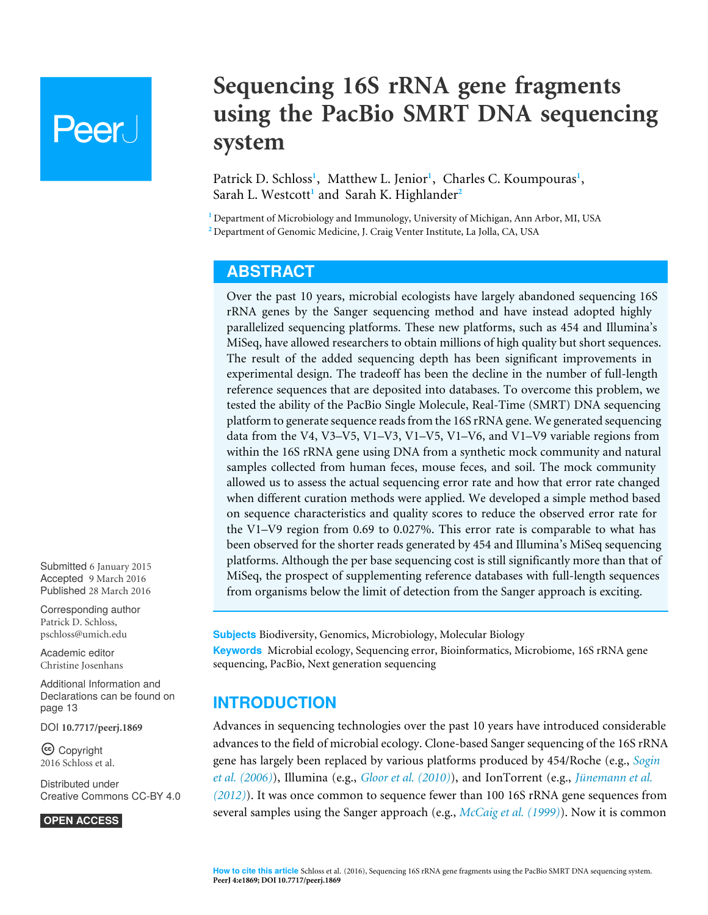# Sequencing 16S rRNA gene fragments using the PacBio SMRT DNA sequencing system

Patrick D. Schloss[1], Matthew L. Jenior[1], Charles C. Koumpouras[1], Sarah L. Westcott[1] and Sarah K. Highlander[2]

[1] Department of Microbiology and Immunology, University of Michigan, Ann Arbor, MI, USA
[2] Department of Genomic Medicine, J. Craig Venter Institute, La Jolla, CA, USA

## ABSTRACT

Over the past 10 years, microbial ecologists have largely abandoned sequencing 16S rRNA genes by the Sanger sequencing method and have instead adopted highly parallelized sequencing platforms. These new platforms, such as 454 and Illumina's MiSeq, have allowed researchers to obtain millions of high quality but short sequences. The result of the added sequencing depth has been significant improvements in experimental design. The tradeoff has been the decline in the number of full-length reference sequences that are deposited into databases. To overcome this problem, we tested the ability of the PacBio Single Molecule, Real-Time (SMRT) DNA sequencing platform to generate sequence reads from the 16S rRNA gene. We generated sequencing data from the V4, V3–V5, V1–V3, V1–V5, V1–V6, and V1–V9 variable regions from within the 16S rRNA gene using DNA from a synthetic mock community and natural samples collected from human feces, mouse feces, and soil. The mock community allowed us to assess the actual sequencing error rate and how that error rate changed when different curation methods were applied. We developed a simple method based on sequence characteristics and quality scores to reduce the observed error rate for the V1–V9 region from 0.69 to 0.027%. This error rate is comparable to what has been observed for the shorter reads generated by 454 and Illumina's MiSeq sequencing platforms. Although the per base sequencing cost is still significantly more than that of MiSeq, the prospect of supplementing reference databases with full-length sequences from organisms below the limit of detection from the Sanger approach is exciting.

Submitted 6 January 2015
Accepted 9 March 2016
Published 28 March 2016

Corresponding author
Patrick D. Schloss, pschloss@umich.edu

Academic editor
Christine Josenhans

Additional Information and Declarations can be found on page 13

DOI 10.7717/peerj.1869

Copyright
2016 Schloss et al.

Distributed under
Creative Commons CC-BY 4.0

OPEN ACCESS

**Subjects** Biodiversity, Genomics, Microbiology, Molecular Biology
**Keywords** Microbial ecology, Sequencing error, Bioinformatics, Microbiome, 16S rRNA gene sequencing, PacBio, Next generation sequencing

## INTRODUCTION

Advances in sequencing technologies over the past 10 years have introduced considerable advances to the field of microbial ecology. Clone-based Sanger sequencing of the 16S rRNA gene has largely been replaced by various platforms produced by 454/Roche (e.g., *Sogin et al. (2006)*), Illumina (e.g., *Gloor et al. (2010)*), and IonTorrent (e.g., *Jünemann et al. (2012)*). It was once common to sequence fewer than 100 16S rRNA gene sequences from several samples using the Sanger approach (e.g., *McCaig et al. (1999)*). Now it is common

**How to cite this article** Schloss et al. (2016), Sequencing 16S rRNA gene fragments using the PacBio SMRT DNA sequencing system. PeerJ 4:e1869; DOI 10.7717/peerj.1869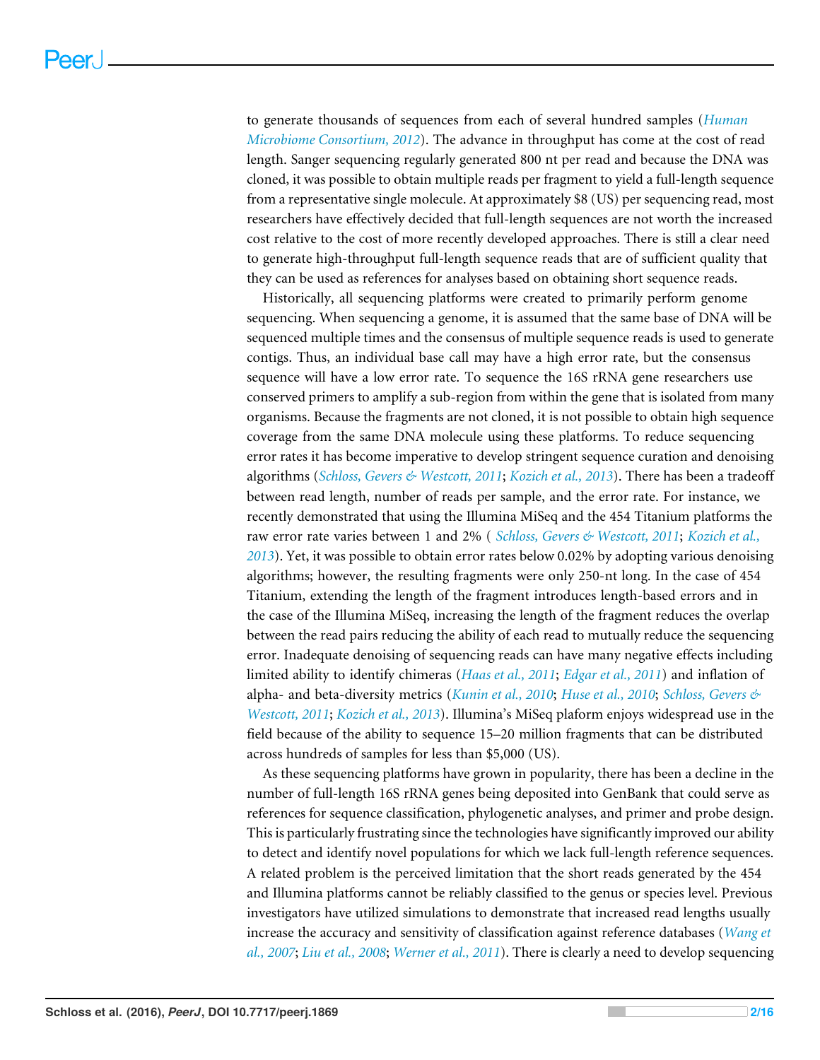to generate thousands of sequences from each of several hundred samples (*Human Microbiome Consortium, 2012*). The advance in throughput has come at the cost of read length. Sanger sequencing regularly generated 800 nt per read and because the DNA was cloned, it was possible to obtain multiple reads per fragment to yield a full-length sequence from a representative single molecule. At approximately $8 (US) per sequencing read, most researchers have effectively decided that full-length sequences are not worth the increased cost relative to the cost of more recently developed approaches. There is still a clear need to generate high-throughput full-length sequence reads that are of sufficient quality that they can be used as references for analyses based on obtaining short sequence reads.

Historically, all sequencing platforms were created to primarily perform genome sequencing. When sequencing a genome, it is assumed that the same base of DNA will be sequenced multiple times and the consensus of multiple sequence reads is used to generate contigs. Thus, an individual base call may have a high error rate, but the consensus sequence will have a low error rate. To sequence the 16S rRNA gene researchers use conserved primers to amplify a sub-region from within the gene that is isolated from many organisms. Because the fragments are not cloned, it is not possible to obtain high sequence coverage from the same DNA molecule using these platforms. To reduce sequencing error rates it has become imperative to develop stringent sequence curation and denoising algorithms (*Schloss, Gevers & Westcott, 2011*; *Kozich et al., 2013*). There has been a tradeoff between read length, number of reads per sample, and the error rate. For instance, we recently demonstrated that using the Illumina MiSeq and the 454 Titanium platforms the raw error rate varies between 1 and 2% ( *Schloss, Gevers & Westcott, 2011*; *Kozich et al., 2013*). Yet, it was possible to obtain error rates below 0.02% by adopting various denoising algorithms; however, the resulting fragments were only 250-nt long. In the case of 454 Titanium, extending the length of the fragment introduces length-based errors and in the case of the Illumina MiSeq, increasing the length of the fragment reduces the overlap between the read pairs reducing the ability of each read to mutually reduce the sequencing error. Inadequate denoising of sequencing reads can have many negative effects including limited ability to identify chimeras (*Haas et al., 2011*; *Edgar et al., 2011*) and inflation of alpha- and beta-diversity metrics (*Kunin et al., 2010*; *Huse et al., 2010*; *Schloss, Gevers & Westcott, 2011*; *Kozich et al., 2013*). Illumina's MiSeq plaform enjoys widespread use in the field because of the ability to sequence 15–20 million fragments that can be distributed across hundreds of samples for less than $5,000 (US).

As these sequencing platforms have grown in popularity, there has been a decline in the number of full-length 16S rRNA genes being deposited into GenBank that could serve as references for sequence classification, phylogenetic analyses, and primer and probe design. This is particularly frustrating since the technologies have significantly improved our ability to detect and identify novel populations for which we lack full-length reference sequences. A related problem is the perceived limitation that the short reads generated by the 454 and Illumina platforms cannot be reliably classified to the genus or species level. Previous investigators have utilized simulations to demonstrate that increased read lengths usually increase the accuracy and sensitivity of classification against reference databases (*Wang et al., 2007*; *Liu et al., 2008*; *Werner et al., 2011*). There is clearly a need to develop sequencing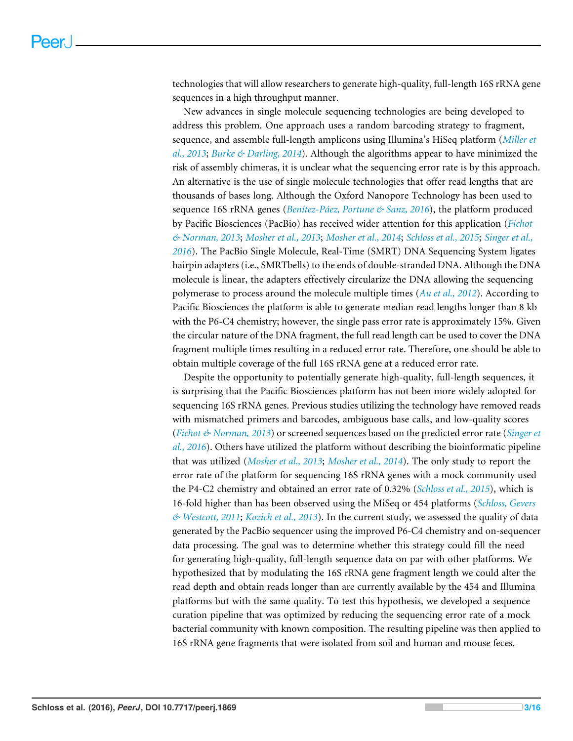technologies that will allow researchers to generate high-quality, full-length 16S rRNA gene sequences in a high throughput manner.

New advances in single molecule sequencing technologies are being developed to address this problem. One approach uses a random barcoding strategy to fragment, sequence, and assemble full-length amplicons using Illumina's HiSeq platform (*Miller et al., 2013*; *Burke & Darling, 2014*). Although the algorithms appear to have minimized the risk of assembly chimeras, it is unclear what the sequencing error rate is by this approach. An alternative is the use of single molecule technologies that offer read lengths that are thousands of bases long. Although the Oxford Nanopore Technology has been used to sequence 16S rRNA genes (*Benítez-Páez, Portune & Sanz, 2016*), the platform produced by Pacific Biosciences (PacBio) has received wider attention for this application (*Fichot & Norman, 2013*; *Mosher et al., 2013*; *Mosher et al., 2014*; *Schloss et al., 2015*; *Singer et al., 2016*). The PacBio Single Molecule, Real-Time (SMRT) DNA Sequencing System ligates hairpin adapters (i.e., SMRTbells) to the ends of double-stranded DNA. Although the DNA molecule is linear, the adapters effectively circularize the DNA allowing the sequencing polymerase to process around the molecule multiple times (*Au et al., 2012*). According to Pacific Biosciences the platform is able to generate median read lengths longer than 8 kb with the P6-C4 chemistry; however, the single pass error rate is approximately 15%. Given the circular nature of the DNA fragment, the full read length can be used to cover the DNA fragment multiple times resulting in a reduced error rate. Therefore, one should be able to obtain multiple coverage of the full 16S rRNA gene at a reduced error rate.

Despite the opportunity to potentially generate high-quality, full-length sequences, it is surprising that the Pacific Biosciences platform has not been more widely adopted for sequencing 16S rRNA genes. Previous studies utilizing the technology have removed reads with mismatched primers and barcodes, ambiguous base calls, and low-quality scores (*Fichot & Norman, 2013*) or screened sequences based on the predicted error rate (*Singer et al., 2016*). Others have utilized the platform without describing the bioinformatic pipeline that was utilized (*Mosher et al., 2013*; *Mosher et al., 2014*). The only study to report the error rate of the platform for sequencing 16S rRNA genes with a mock community used the P4-C2 chemistry and obtained an error rate of 0.32% (*Schloss et al., 2015*), which is 16-fold higher than has been observed using the MiSeq or 454 platforms (*Schloss, Gevers & Westcott, 2011*; *Kozich et al., 2013*). In the current study, we assessed the quality of data generated by the PacBio sequencer using the improved P6-C4 chemistry and on-sequencer data processing. The goal was to determine whether this strategy could fill the need for generating high-quality, full-length sequence data on par with other platforms. We hypothesized that by modulating the 16S rRNA gene fragment length we could alter the read depth and obtain reads longer than are currently available by the 454 and Illumina platforms but with the same quality. To test this hypothesis, we developed a sequence curation pipeline that was optimized by reducing the sequencing error rate of a mock bacterial community with known composition. The resulting pipeline was then applied to 16S rRNA gene fragments that were isolated from soil and human and mouse feces.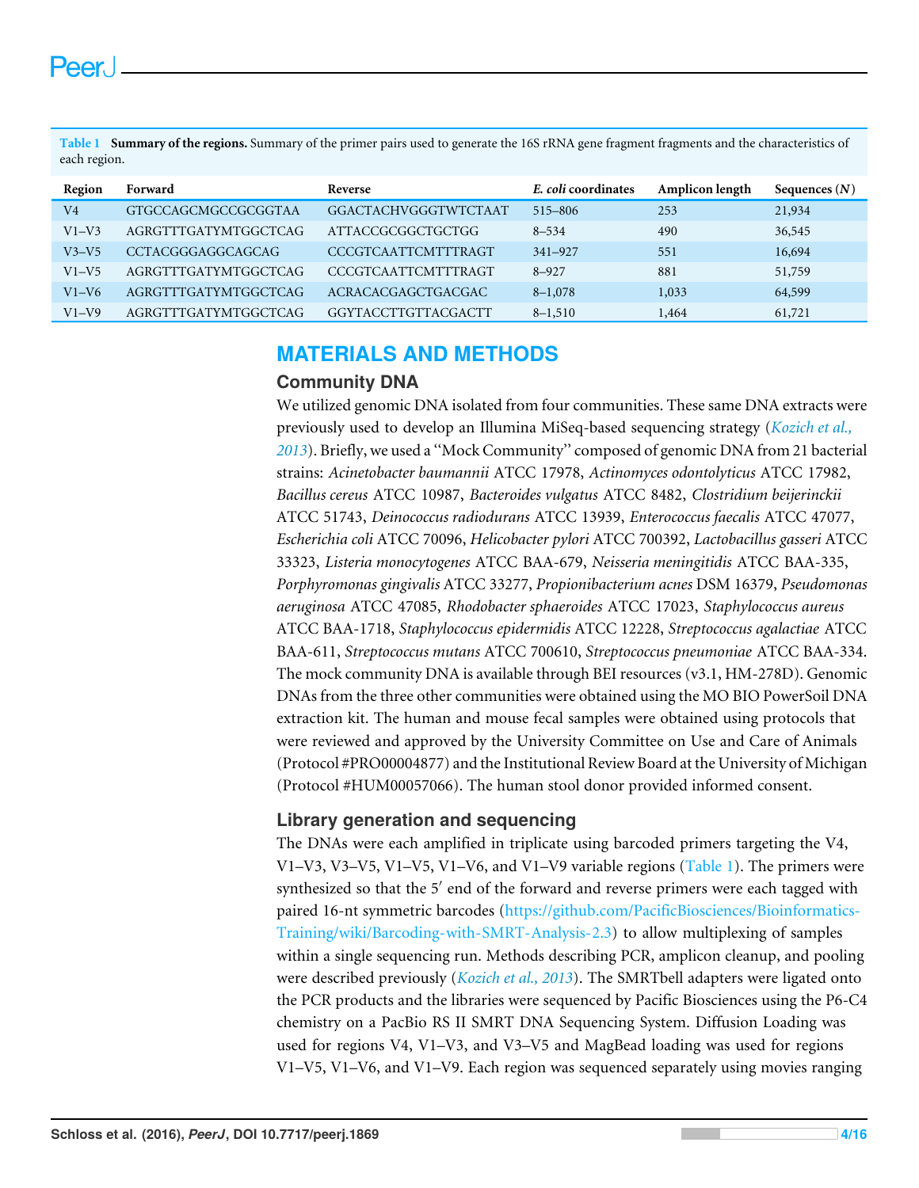**Table 1 Summary of the regions.** Summary of the primer pairs used to generate the 16S rRNA gene fragment fragments and the characteristics of each region.

| Region | Forward | Reverse | *E. coli* coordinates | Amplicon length | Sequences (*N*) |
|---|---|---|---|---|---|
| V4 | GTGCCAGCMGCCGCGGTAA | GGACTACHVGGGTWTCTAAT | 515–806 | 253 | 21,934 |
| V1–V3 | AGRGTTTGATYMTGGCTCAG | ATTACCGCGGCTGCTGG | 8–534 | 490 | 36,545 |
| V3–V5 | CCTACGGGAGGCAGCAG | CCCGTCAATTCMTTTRAGT | 341–927 | 551 | 16,694 |
| V1–V5 | AGRGTTTGATYMTGGCTCAG | CCCGTCAATTCMTTTRAGT | 8–927 | 881 | 51,759 |
| V1–V6 | AGRGTTTGATYMTGGCTCAG | ACRACACGAGCTGACGAC | 8–1,078 | 1,033 | 64,599 |
| V1–V9 | AGRGTTTGATYMTGGCTCAG | GGYTACCTTGTTACGACTT | 8–1,510 | 1,464 | 61,721 |

# MATERIALS AND METHODS

## Community DNA

We utilized genomic DNA isolated from four communities. These same DNA extracts were previously used to develop an Illumina MiSeq-based sequencing strategy (*Kozich et al., 2013*). Briefly, we used a "Mock Community" composed of genomic DNA from 21 bacterial strains: *Acinetobacter baumannii* ATCC 17978, *Actinomyces odontolyticus* ATCC 17982, *Bacillus cereus* ATCC 10987, *Bacteroides vulgatus* ATCC 8482, *Clostridium beijerinckii* ATCC 51743, *Deinococcus radiodurans* ATCC 13939, *Enterococcus faecalis* ATCC 47077, *Escherichia coli* ATCC 70096, *Helicobacter pylori* ATCC 700392, *Lactobacillus gasseri* ATCC 33323, *Listeria monocytogenes* ATCC BAA-679, *Neisseria meningitidis* ATCC BAA-335, *Porphyromonas gingivalis* ATCC 33277, *Propionibacterium acnes* DSM 16379, *Pseudomonas aeruginosa* ATCC 47085, *Rhodobacter sphaeroides* ATCC 17023, *Staphylococcus aureus* ATCC BAA-1718, *Staphylococcus epidermidis* ATCC 12228, *Streptococcus agalactiae* ATCC BAA-611, *Streptococcus mutans* ATCC 700610, *Streptococcus pneumoniae* ATCC BAA-334. The mock community DNA is available through BEI resources (v3.1, HM-278D). Genomic DNAs from the three other communities were obtained using the MO BIO PowerSoil DNA extraction kit. The human and mouse fecal samples were obtained using protocols that were reviewed and approved by the University Committee on Use and Care of Animals (Protocol #PRO00004877) and the Institutional Review Board at the University of Michigan (Protocol #HUM00057066). The human stool donor provided informed consent.

## Library generation and sequencing

The DNAs were each amplified in triplicate using barcoded primers targeting the V4, V1–V3, V3–V5, V1–V5, V1–V6, and V1–V9 variable regions (Table 1). The primers were synthesized so that the 5′ end of the forward and reverse primers were each tagged with paired 16-nt symmetric barcodes (https://github.com/PacificBiosciences/Bioinformatics-Training/wiki/Barcoding-with-SMRT-Analysis-2.3) to allow multiplexing of samples within a single sequencing run. Methods describing PCR, amplicon cleanup, and pooling were described previously (*Kozich et al., 2013*). The SMRTbell adapters were ligated onto the PCR products and the libraries were sequenced by Pacific Biosciences using the P6-C4 chemistry on a PacBio RS II SMRT DNA Sequencing System. Diffusion Loading was used for regions V4, V1–V3, and V3–V5 and MagBead loading was used for regions V1–V5, V1–V6, and V1–V9. Each region was sequenced separately using movies ranging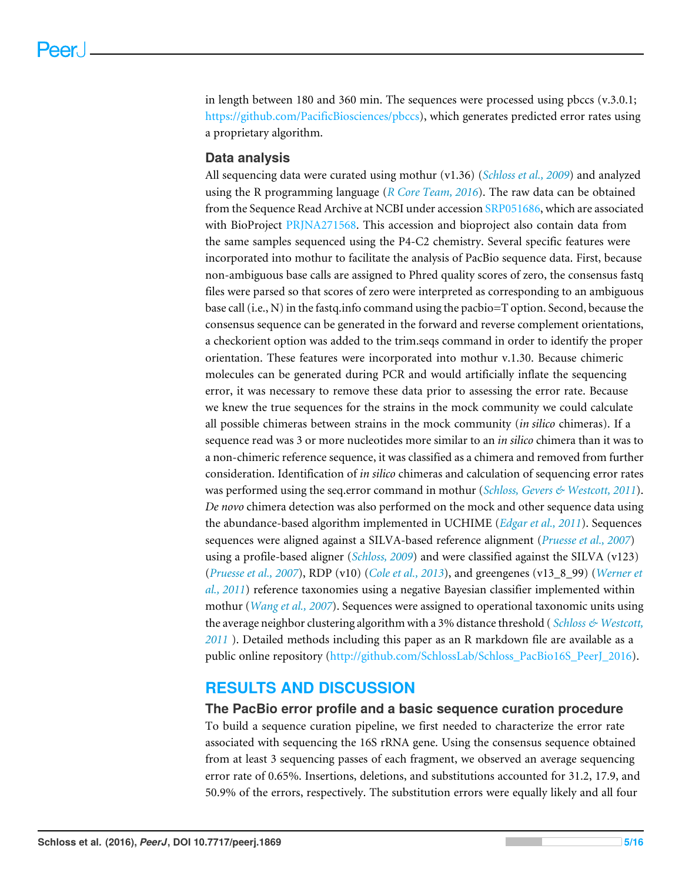in length between 180 and 360 min. The sequences were processed using pbccs (v.3.0.1; https://github.com/PacificBiosciences/pbccs), which generates predicted error rates using a proprietary algorithm.

### Data analysis

All sequencing data were curated using mothur (v1.36) (*Schloss et al., 2009*) and analyzed using the R programming language (*R Core Team, 2016*). The raw data can be obtained from the Sequence Read Archive at NCBI under accession SRP051686, which are associated with BioProject PRJNA271568. This accession and bioproject also contain data from the same samples sequenced using the P4-C2 chemistry. Several specific features were incorporated into mothur to facilitate the analysis of PacBio sequence data. First, because non-ambiguous base calls are assigned to Phred quality scores of zero, the consensus fastq files were parsed so that scores of zero were interpreted as corresponding to an ambiguous base call (i.e., N) in the fastq.info command using the pacbio=T option. Second, because the consensus sequence can be generated in the forward and reverse complement orientations, a checkorient option was added to the trim.seqs command in order to identify the proper orientation. These features were incorporated into mothur v.1.30. Because chimeric molecules can be generated during PCR and would artificially inflate the sequencing error, it was necessary to remove these data prior to assessing the error rate. Because we knew the true sequences for the strains in the mock community we could calculate all possible chimeras between strains in the mock community (*in silico* chimeras). If a sequence read was 3 or more nucleotides more similar to an *in silico* chimera than it was to a non-chimeric reference sequence, it was classified as a chimera and removed from further consideration. Identification of *in silico* chimeras and calculation of sequencing error rates was performed using the seq.error command in mothur (*Schloss, Gevers & Westcott, 2011*). *De novo* chimera detection was also performed on the mock and other sequence data using the abundance-based algorithm implemented in UCHIME (*Edgar et al., 2011*). Sequences sequences were aligned against a SILVA-based reference alignment (*Pruesse et al., 2007*) using a profile-based aligner (*Schloss, 2009*) and were classified against the SILVA (v123) (*Pruesse et al., 2007*), RDP (v10) (*Cole et al., 2013*), and greengenes (v13_8_99) (*Werner et al., 2011*) reference taxonomies using a negative Bayesian classifier implemented within mothur (*Wang et al., 2007*). Sequences were assigned to operational taxonomic units using the average neighbor clustering algorithm with a 3% distance threshold ( *Schloss & Westcott, 2011* ). Detailed methods including this paper as an R markdown file are available as a public online repository (http://github.com/SchlossLab/Schloss_PacBio16S_PeerJ_2016).

## RESULTS AND DISCUSSION

### The PacBio error profile and a basic sequence curation procedure

To build a sequence curation pipeline, we first needed to characterize the error rate associated with sequencing the 16S rRNA gene. Using the consensus sequence obtained from at least 3 sequencing passes of each fragment, we observed an average sequencing error rate of 0.65%. Insertions, deletions, and substitutions accounted for 31.2, 17.9, and 50.9% of the errors, respectively. The substitution errors were equally likely and all four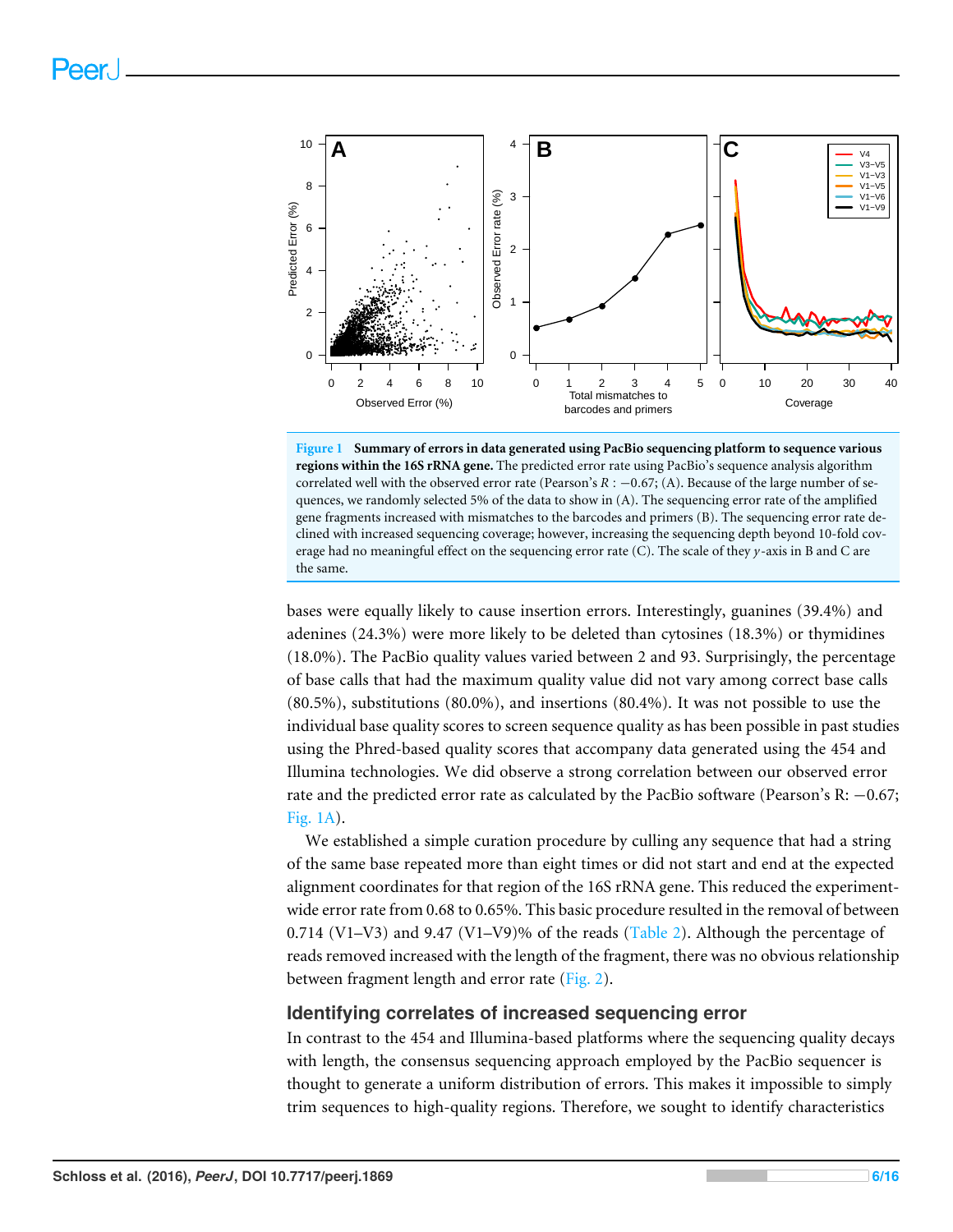**Figure 1 Summary of errors in data generated using PacBio sequencing platform to sequence various regions within the 16S rRNA gene.** The predicted error rate using PacBio's sequence analysis algorithm correlated well with the observed error rate (Pearson's $R: -0.67$; (A). Because of the large number of sequences, we randomly selected 5% of the data to show in (A). The sequencing error rate of the amplified gene fragments increased with mismatches to the barcodes and primers (B). The sequencing error rate declined with increased sequencing coverage; however, increasing the sequencing depth beyond 10-fold coverage had no meaningful effect on the sequencing error rate (C). The scale of they $y$-axis in B and C are the same.

bases were equally likely to cause insertion errors. Interestingly, guanines (39.4%) and adenines (24.3%) were more likely to be deleted than cytosines (18.3%) or thymidines (18.0%). The PacBio quality values varied between 2 and 93. Surprisingly, the percentage of base calls that had the maximum quality value did not vary among correct base calls (80.5%), substitutions (80.0%), and insertions (80.4%). It was not possible to use the individual base quality scores to screen sequence quality as has been possible in past studies using the Phred-based quality scores that accompany data generated using the 454 and Illumina technologies. We did observe a strong correlation between our observed error rate and the predicted error rate as calculated by the PacBio software (Pearson's R: $-0.67$; Fig. 1A).

We established a simple curation procedure by culling any sequence that had a string of the same base repeated more than eight times or did not start and end at the expected alignment coordinates for that region of the 16S rRNA gene. This reduced the experiment-wide error rate from 0.68 to 0.65%. This basic procedure resulted in the removal of between 0.714 (V1–V3) and 9.47 (V1–V9)% of the reads (Table 2). Although the percentage of reads removed increased with the length of the fragment, there was no obvious relationship between fragment length and error rate (Fig. 2).

## Identifying correlates of increased sequencing error

In contrast to the 454 and Illumina-based platforms where the sequencing quality decays with length, the consensus sequencing approach employed by the PacBio sequencer is thought to generate a uniform distribution of errors. This makes it impossible to simply trim sequences to high-quality regions. Therefore, we sought to identify characteristics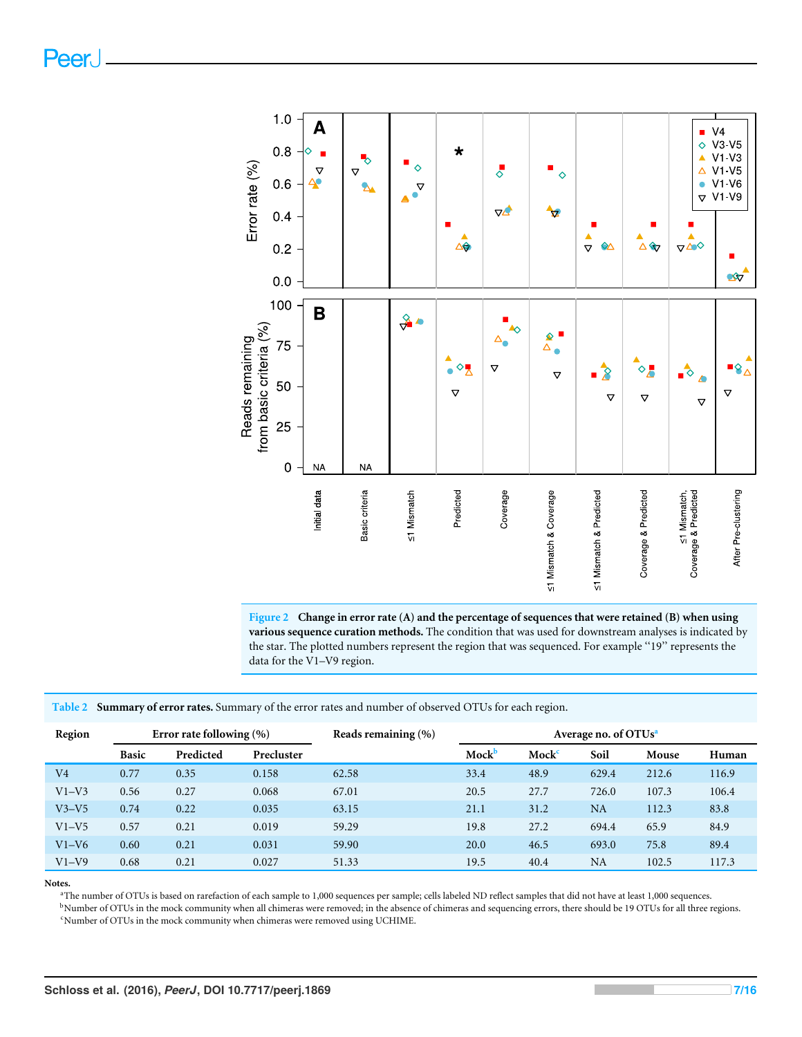**Figure 2 Change in error rate (A) and the percentage of sequences that were retained (B) when using various sequence curation methods.** The condition that was used for downstream analyses is indicated by the star. The plotted numbers represent the region that was sequenced. For example "19" represents the data for the V1–V9 region.

**Table 2 Summary of error rates.** Summary of the error rates and number of observed OTUs for each region.

| Region | Error rate following (%) | | | Reads remaining (%) | Average no. of OTUs[a] | | | | |
|---|---|---|---|---|---|---|---|---|---|
| | Basic | Predicted | Precluster | | Mock[b] | Mock[c] | Soil | Mouse | Human |
| V4 | 0.77 | 0.35 | 0.158 | 62.58 | 33.4 | 48.9 | 629.4 | 212.6 | 116.9 |
| V1–V3 | 0.56 | 0.27 | 0.068 | 67.01 | 20.5 | 27.7 | 726.0 | 107.3 | 106.4 |
| V3–V5 | 0.74 | 0.22 | 0.035 | 63.15 | 21.1 | 31.2 | NA | 112.3 | 83.8 |
| V1–V5 | 0.57 | 0.21 | 0.019 | 59.29 | 19.8 | 27.2 | 694.4 | 65.9 | 84.9 |
| V1–V6 | 0.60 | 0.21 | 0.031 | 59.90 | 20.0 | 46.5 | 693.0 | 75.8 | 89.4 |
| V1–V9 | 0.68 | 0.21 | 0.027 | 51.33 | 19.5 | 40.4 | NA | 102.5 | 117.3 |

**Notes.**

[a]The number of OTUs is based on rarefaction of each sample to 1,000 sequences per sample; cells labeled ND reflect samples that did not have at least 1,000 sequences.

[b]Number of OTUs in the mock community when all chimeras were removed; in the absence of chimeras and sequencing errors, there should be 19 OTUs for all three regions.

[c]Number of OTUs in the mock community when chimeras were removed using UCHIME.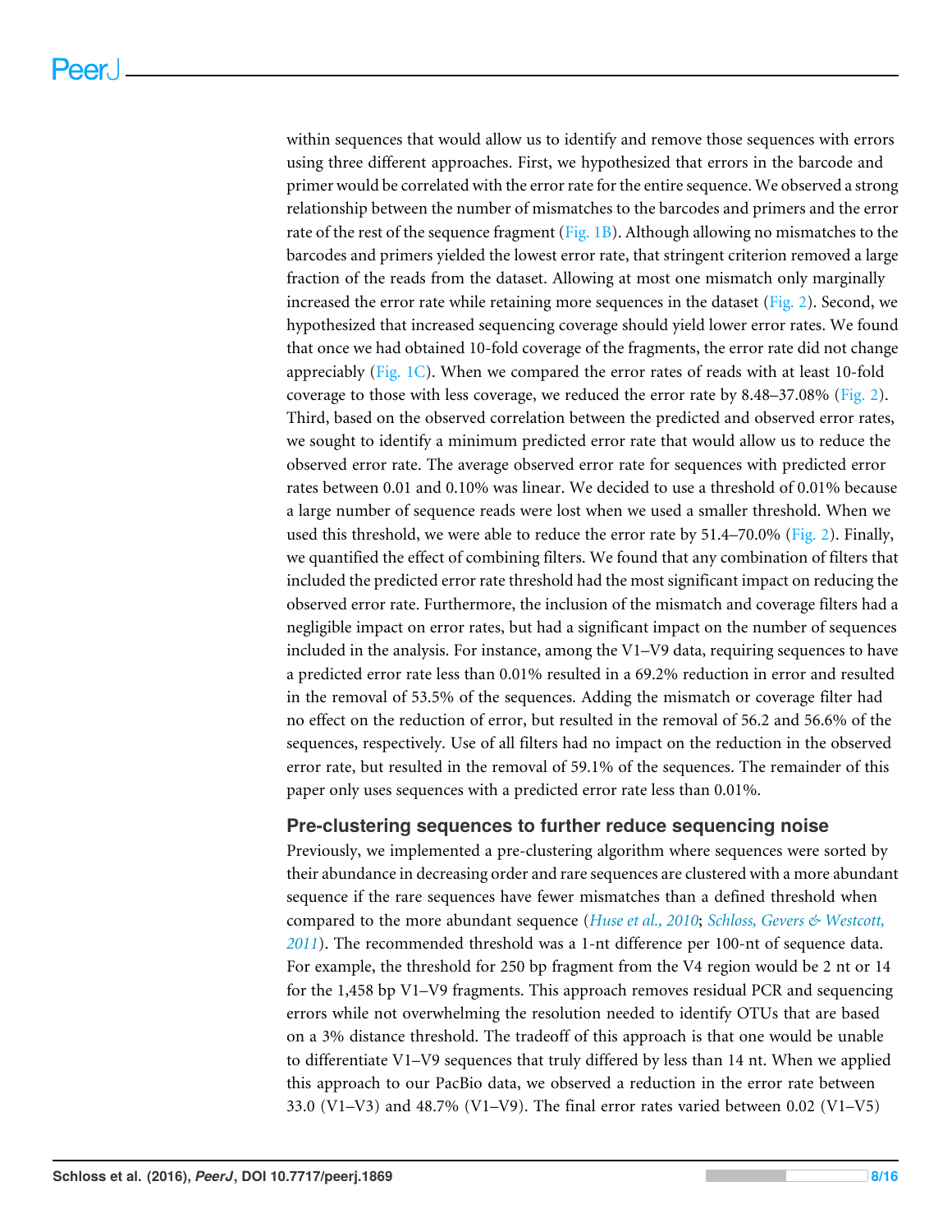within sequences that would allow us to identify and remove those sequences with errors using three different approaches. First, we hypothesized that errors in the barcode and primer would be correlated with the error rate for the entire sequence. We observed a strong relationship between the number of mismatches to the barcodes and primers and the error rate of the rest of the sequence fragment (Fig. 1B). Although allowing no mismatches to the barcodes and primers yielded the lowest error rate, that stringent criterion removed a large fraction of the reads from the dataset. Allowing at most one mismatch only marginally increased the error rate while retaining more sequences in the dataset (Fig. 2). Second, we hypothesized that increased sequencing coverage should yield lower error rates. We found that once we had obtained 10-fold coverage of the fragments, the error rate did not change appreciably (Fig. 1C). When we compared the error rates of reads with at least 10-fold coverage to those with less coverage, we reduced the error rate by 8.48–37.08% (Fig. 2). Third, based on the observed correlation between the predicted and observed error rates, we sought to identify a minimum predicted error rate that would allow us to reduce the observed error rate. The average observed error rate for sequences with predicted error rates between 0.01 and 0.10% was linear. We decided to use a threshold of 0.01% because a large number of sequence reads were lost when we used a smaller threshold. When we used this threshold, we were able to reduce the error rate by 51.4–70.0% (Fig. 2). Finally, we quantified the effect of combining filters. We found that any combination of filters that included the predicted error rate threshold had the most significant impact on reducing the observed error rate. Furthermore, the inclusion of the mismatch and coverage filters had a negligible impact on error rates, but had a significant impact on the number of sequences included in the analysis. For instance, among the V1–V9 data, requiring sequences to have a predicted error rate less than 0.01% resulted in a 69.2% reduction in error and resulted in the removal of 53.5% of the sequences. Adding the mismatch or coverage filter had no effect on the reduction of error, but resulted in the removal of 56.2 and 56.6% of the sequences, respectively. Use of all filters had no impact on the reduction in the observed error rate, but resulted in the removal of 59.1% of the sequences. The remainder of this paper only uses sequences with a predicted error rate less than 0.01%.

## Pre-clustering sequences to further reduce sequencing noise

Previously, we implemented a pre-clustering algorithm where sequences were sorted by their abundance in decreasing order and rare sequences are clustered with a more abundant sequence if the rare sequences have fewer mismatches than a defined threshold when compared to the more abundant sequence (*Huse et al., 2010*; *Schloss, Gevers & Westcott, 2011*). The recommended threshold was a 1-nt difference per 100-nt of sequence data. For example, the threshold for 250 bp fragment from the V4 region would be 2 nt or 14 for the 1,458 bp V1–V9 fragments. This approach removes residual PCR and sequencing errors while not overwhelming the resolution needed to identify OTUs that are based on a 3% distance threshold. The tradeoff of this approach is that one would be unable to differentiate V1–V9 sequences that truly differed by less than 14 nt. When we applied this approach to our PacBio data, we observed a reduction in the error rate between 33.0 (V1–V3) and 48.7% (V1–V9). The final error rates varied between 0.02 (V1–V5)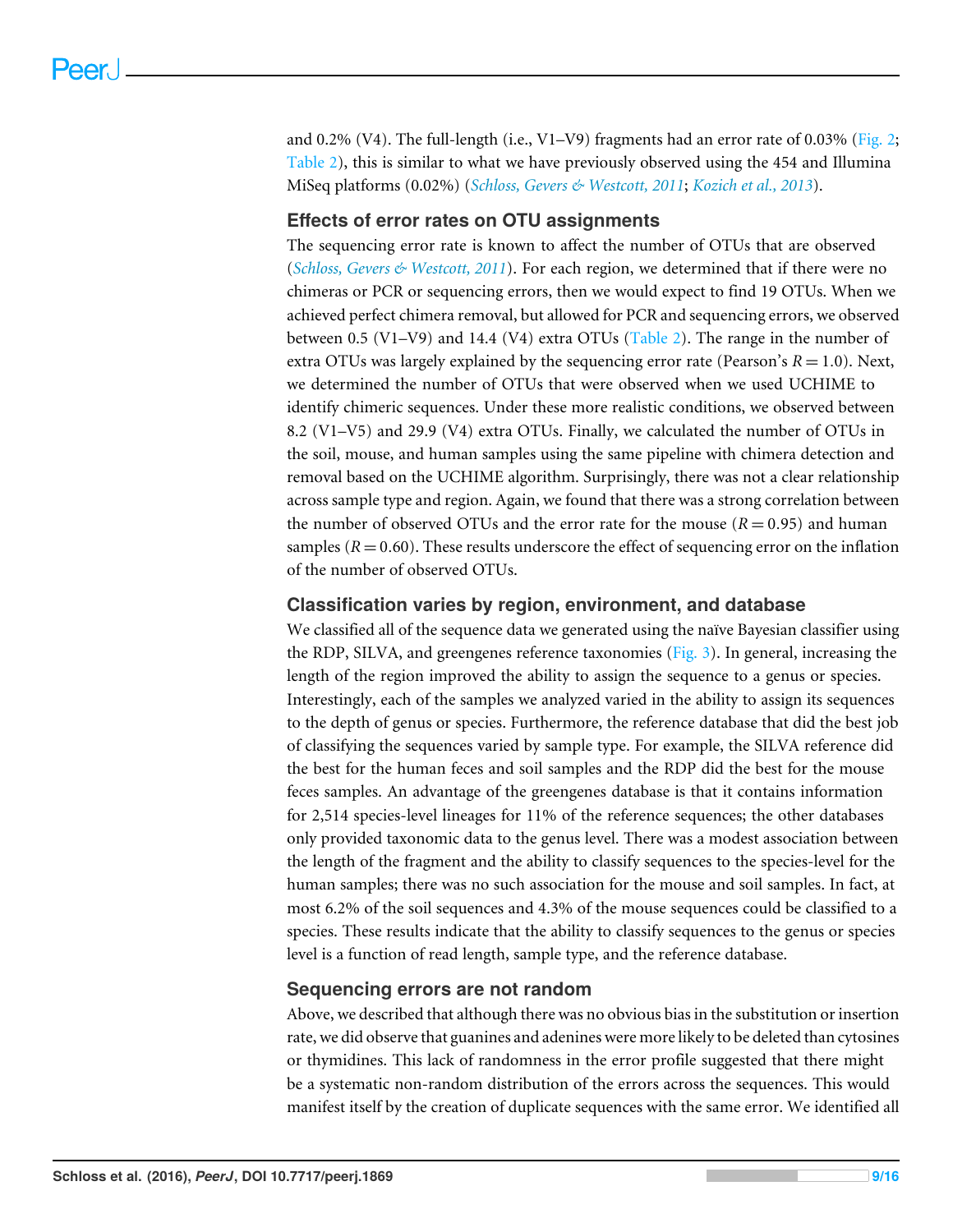and 0.2% (V4). The full-length (i.e., V1–V9) fragments had an error rate of 0.03% (Fig. 2; Table 2), this is similar to what we have previously observed using the 454 and Illumina MiSeq platforms (0.02%) (*Schloss, Gevers & Westcott, 2011*; *Kozich et al., 2013*).

## Effects of error rates on OTU assignments

The sequencing error rate is known to affect the number of OTUs that are observed (*Schloss, Gevers & Westcott, 2011*). For each region, we determined that if there were no chimeras or PCR or sequencing errors, then we would expect to find 19 OTUs. When we achieved perfect chimera removal, but allowed for PCR and sequencing errors, we observed between 0.5 (V1–V9) and 14.4 (V4) extra OTUs (Table 2). The range in the number of extra OTUs was largely explained by the sequencing error rate (Pearson's $R = 1.0$). Next, we determined the number of OTUs that were observed when we used UCHIME to identify chimeric sequences. Under these more realistic conditions, we observed between 8.2 (V1–V5) and 29.9 (V4) extra OTUs. Finally, we calculated the number of OTUs in the soil, mouse, and human samples using the same pipeline with chimera detection and removal based on the UCHIME algorithm. Surprisingly, there was not a clear relationship across sample type and region. Again, we found that there was a strong correlation between the number of observed OTUs and the error rate for the mouse ($R = 0.95$) and human samples ($R = 0.60$). These results underscore the effect of sequencing error on the inflation of the number of observed OTUs.

## Classification varies by region, environment, and database

We classified all of the sequence data we generated using the naïve Bayesian classifier using the RDP, SILVA, and greengenes reference taxonomies (Fig. 3). In general, increasing the length of the region improved the ability to assign the sequence to a genus or species. Interestingly, each of the samples we analyzed varied in the ability to assign its sequences to the depth of genus or species. Furthermore, the reference database that did the best job of classifying the sequences varied by sample type. For example, the SILVA reference did the best for the human feces and soil samples and the RDP did the best for the mouse feces samples. An advantage of the greengenes database is that it contains information for 2,514 species-level lineages for 11% of the reference sequences; the other databases only provided taxonomic data to the genus level. There was a modest association between the length of the fragment and the ability to classify sequences to the species-level for the human samples; there was no such association for the mouse and soil samples. In fact, at most 6.2% of the soil sequences and 4.3% of the mouse sequences could be classified to a species. These results indicate that the ability to classify sequences to the genus or species level is a function of read length, sample type, and the reference database.

## Sequencing errors are not random

Above, we described that although there was no obvious bias in the substitution or insertion rate, we did observe that guanines and adenines were more likely to be deleted than cytosines or thymidines. This lack of randomness in the error profile suggested that there might be a systematic non-random distribution of the errors across the sequences. This would manifest itself by the creation of duplicate sequences with the same error. We identified all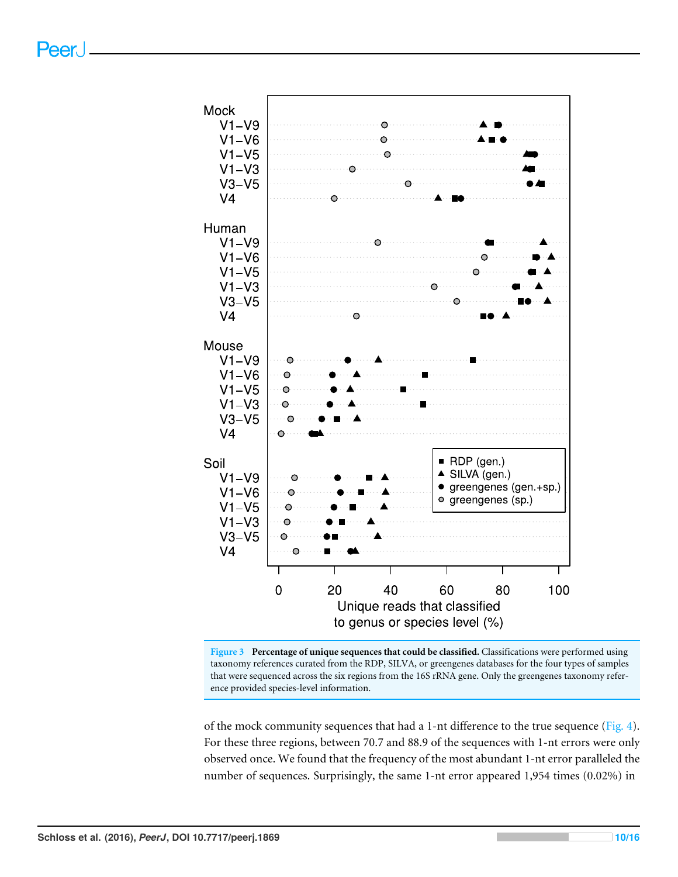**Figure 3 Percentage of unique sequences that could be classified.** Classifications were performed using taxonomy references curated from the RDP, SILVA, or greengenes databases for the four types of samples that were sequenced across the six regions from the 16S rRNA gene. Only the greengenes taxonomy reference provided species-level information.

of the mock community sequences that had a 1-nt difference to the true sequence (Fig. 4). For these three regions, between 70.7 and 88.9 of the sequences with 1-nt errors were only observed once. We found that the frequency of the most abundant 1-nt error paralleled the number of sequences. Surprisingly, the same 1-nt error appeared 1,954 times (0.02%) in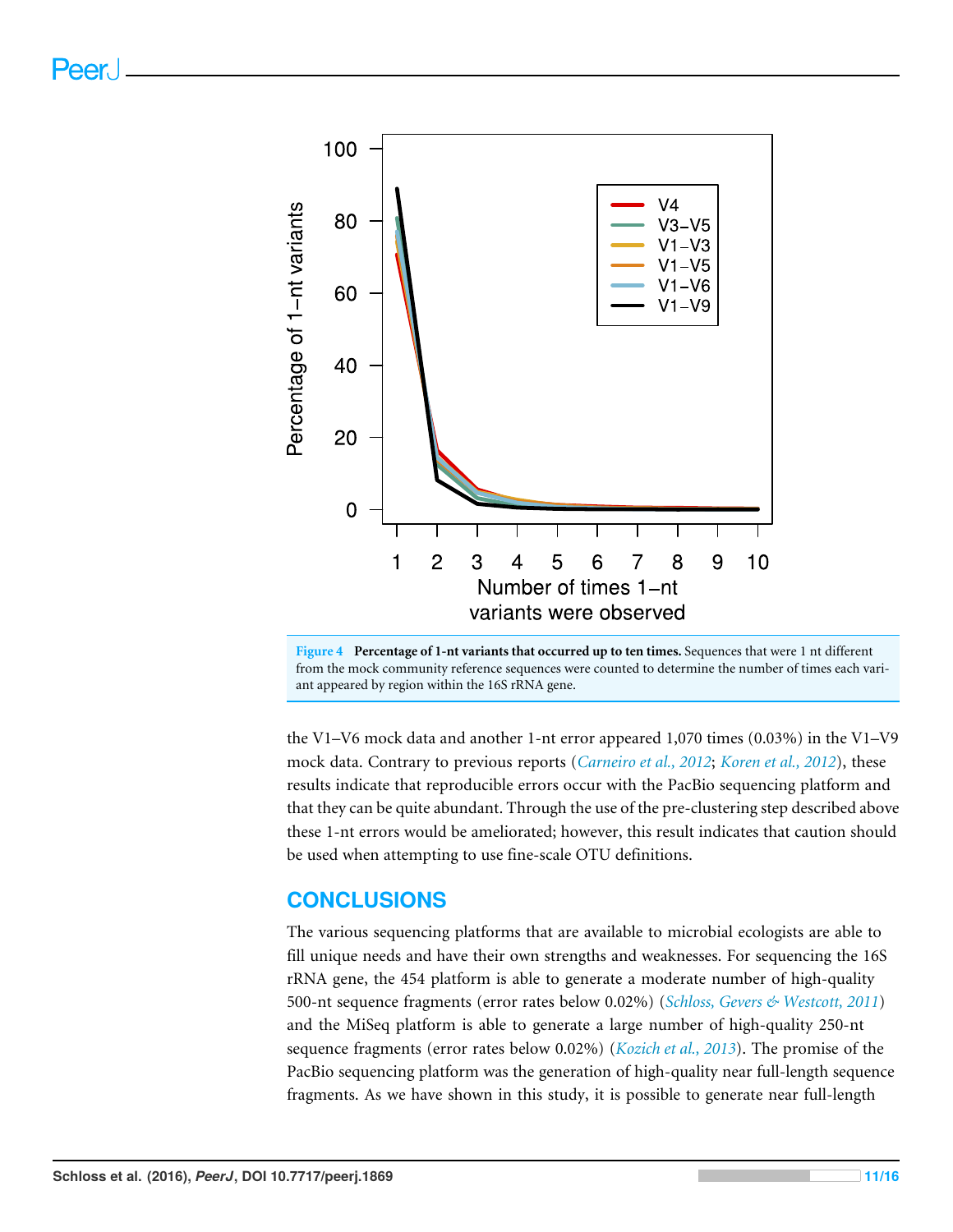**Figure 4 Percentage of 1-nt variants that occurred up to ten times.** Sequences that were 1 nt different from the mock community reference sequences were counted to determine the number of times each variant appeared by region within the 16S rRNA gene.

the V1–V6 mock data and another 1-nt error appeared 1,070 times (0.03%) in the V1–V9 mock data. Contrary to previous reports (*Carneiro et al., 2012*; *Koren et al., 2012*), these results indicate that reproducible errors occur with the PacBio sequencing platform and that they can be quite abundant. Through the use of the pre-clustering step described above these 1-nt errors would be ameliorated; however, this result indicates that caution should be used when attempting to use fine-scale OTU definitions.

## CONCLUSIONS

The various sequencing platforms that are available to microbial ecologists are able to fill unique needs and have their own strengths and weaknesses. For sequencing the 16S rRNA gene, the 454 platform is able to generate a moderate number of high-quality 500-nt sequence fragments (error rates below 0.02%) (*Schloss, Gevers & Westcott, 2011*) and the MiSeq platform is able to generate a large number of high-quality 250-nt sequence fragments (error rates below 0.02%) (*Kozich et al., 2013*). The promise of the PacBio sequencing platform was the generation of high-quality near full-length sequence fragments. As we have shown in this study, it is possible to generate near full-length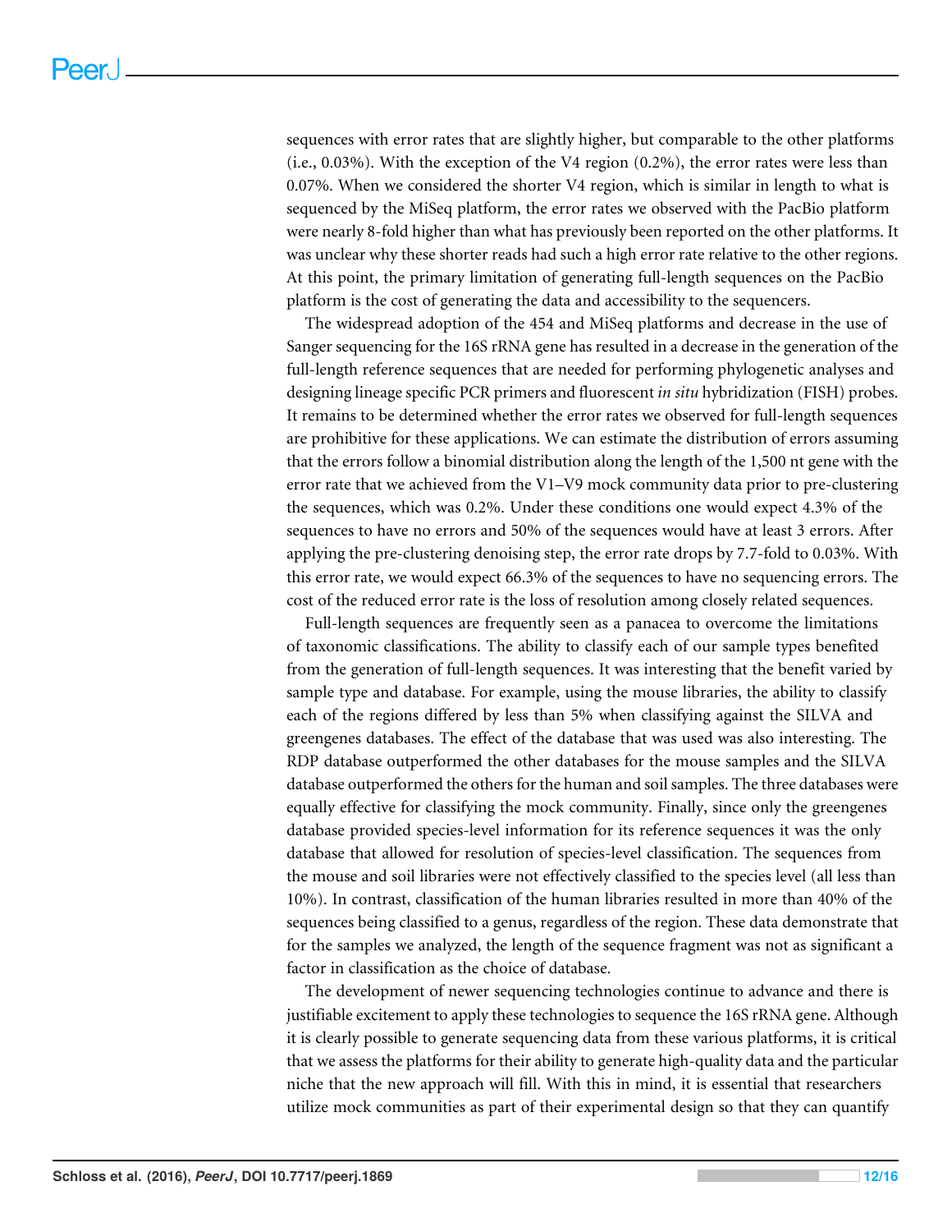sequences with error rates that are slightly higher, but comparable to the other platforms (i.e., 0.03%). With the exception of the V4 region (0.2%), the error rates were less than 0.07%. When we considered the shorter V4 region, which is similar in length to what is sequenced by the MiSeq platform, the error rates we observed with the PacBio platform were nearly 8-fold higher than what has previously been reported on the other platforms. It was unclear why these shorter reads had such a high error rate relative to the other regions. At this point, the primary limitation of generating full-length sequences on the PacBio platform is the cost of generating the data and accessibility to the sequencers.

The widespread adoption of the 454 and MiSeq platforms and decrease in the use of Sanger sequencing for the 16S rRNA gene has resulted in a decrease in the generation of the full-length reference sequences that are needed for performing phylogenetic analyses and designing lineage specific PCR primers and fluorescent *in situ* hybridization (FISH) probes. It remains to be determined whether the error rates we observed for full-length sequences are prohibitive for these applications. We can estimate the distribution of errors assuming that the errors follow a binomial distribution along the length of the 1,500 nt gene with the error rate that we achieved from the V1–V9 mock community data prior to pre-clustering the sequences, which was 0.2%. Under these conditions one would expect 4.3% of the sequences to have no errors and 50% of the sequences would have at least 3 errors. After applying the pre-clustering denoising step, the error rate drops by 7.7-fold to 0.03%. With this error rate, we would expect 66.3% of the sequences to have no sequencing errors. The cost of the reduced error rate is the loss of resolution among closely related sequences.

Full-length sequences are frequently seen as a panacea to overcome the limitations of taxonomic classifications. The ability to classify each of our sample types benefited from the generation of full-length sequences. It was interesting that the benefit varied by sample type and database. For example, using the mouse libraries, the ability to classify each of the regions differed by less than 5% when classifying against the SILVA and greengenes databases. The effect of the database that was used was also interesting. The RDP database outperformed the other databases for the mouse samples and the SILVA database outperformed the others for the human and soil samples. The three databases were equally effective for classifying the mock community. Finally, since only the greengenes database provided species-level information for its reference sequences it was the only database that allowed for resolution of species-level classification. The sequences from the mouse and soil libraries were not effectively classified to the species level (all less than 10%). In contrast, classification of the human libraries resulted in more than 40% of the sequences being classified to a genus, regardless of the region. These data demonstrate that for the samples we analyzed, the length of the sequence fragment was not as significant a factor in classification as the choice of database.

The development of newer sequencing technologies continue to advance and there is justifiable excitement to apply these technologies to sequence the 16S rRNA gene. Although it is clearly possible to generate sequencing data from these various platforms, it is critical that we assess the platforms for their ability to generate high-quality data and the particular niche that the new approach will fill. With this in mind, it is essential that researchers utilize mock communities as part of their experimental design so that they can quantify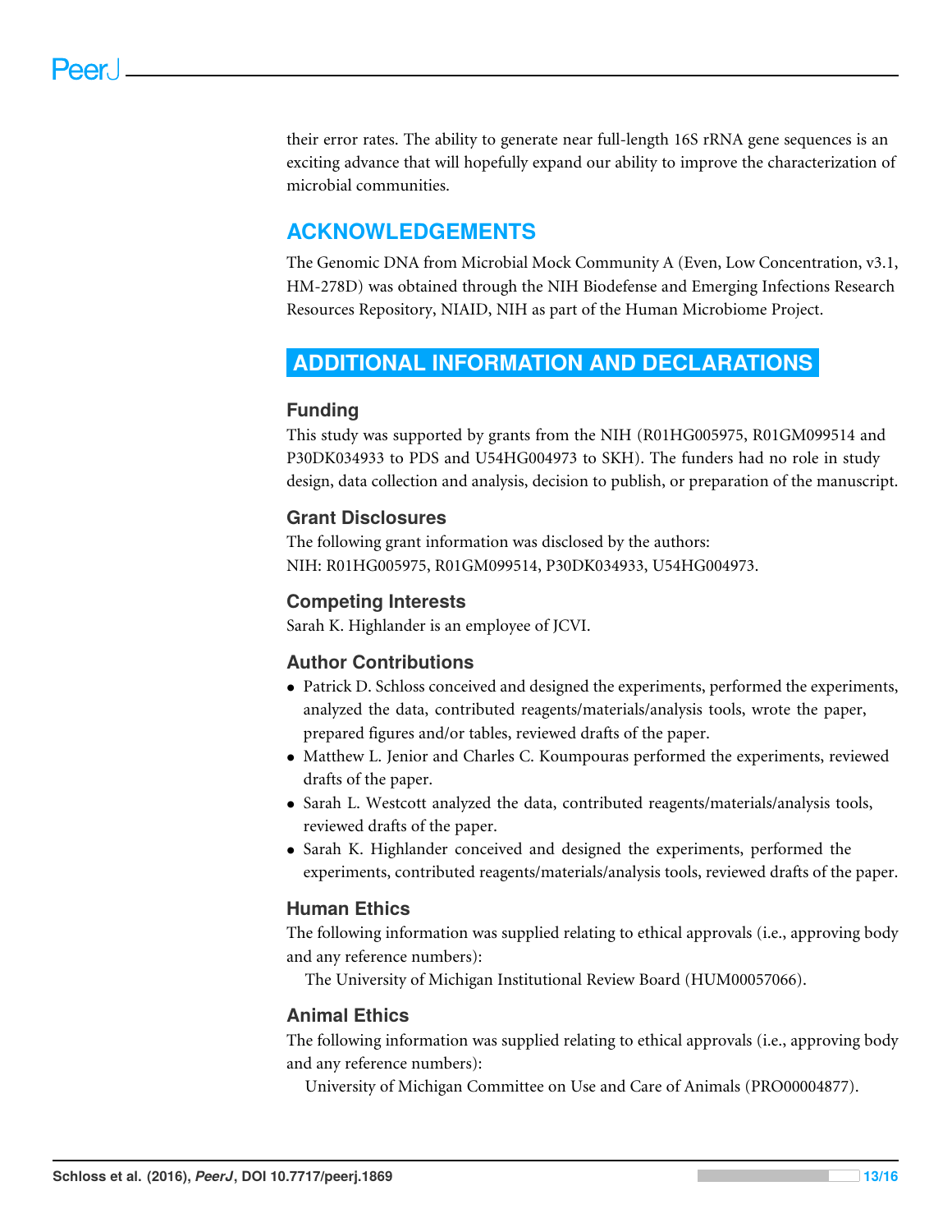their error rates. The ability to generate near full-length 16S rRNA gene sequences is an exciting advance that will hopefully expand our ability to improve the characterization of microbial communities.

## ACKNOWLEDGEMENTS

The Genomic DNA from Microbial Mock Community A (Even, Low Concentration, v3.1, HM-278D) was obtained through the NIH Biodefense and Emerging Infections Research Resources Repository, NIAID, NIH as part of the Human Microbiome Project.

## ADDITIONAL INFORMATION AND DECLARATIONS

### Funding

This study was supported by grants from the NIH (R01HG005975, R01GM099514 and P30DK034933 to PDS and U54HG004973 to SKH). The funders had no role in study design, data collection and analysis, decision to publish, or preparation of the manuscript.

### Grant Disclosures

The following grant information was disclosed by the authors:
NIH: R01HG005975, R01GM099514, P30DK034933, U54HG004973.

### Competing Interests

Sarah K. Highlander is an employee of JCVI.

### Author Contributions

- Patrick D. Schloss conceived and designed the experiments, performed the experiments, analyzed the data, contributed reagents/materials/analysis tools, wrote the paper, prepared figures and/or tables, reviewed drafts of the paper.
- Matthew L. Jenior and Charles C. Koumpouras performed the experiments, reviewed drafts of the paper.
- Sarah L. Westcott analyzed the data, contributed reagents/materials/analysis tools, reviewed drafts of the paper.
- Sarah K. Highlander conceived and designed the experiments, performed the experiments, contributed reagents/materials/analysis tools, reviewed drafts of the paper.

### Human Ethics

The following information was supplied relating to ethical approvals (i.e., approving body and any reference numbers):

The University of Michigan Institutional Review Board (HUM00057066).

### Animal Ethics

The following information was supplied relating to ethical approvals (i.e., approving body and any reference numbers):

University of Michigan Committee on Use and Care of Animals (PRO00004877).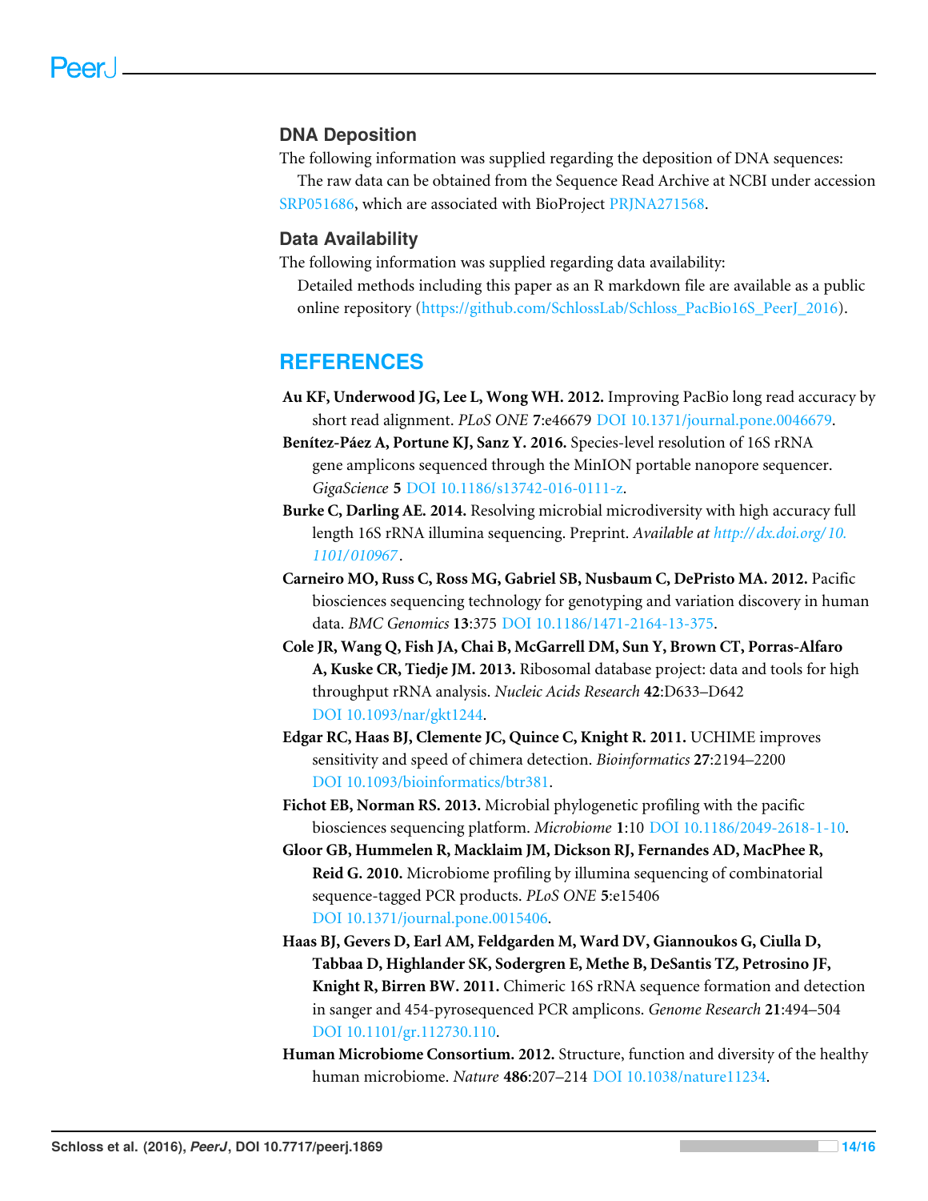## DNA Deposition

The following information was supplied regarding the deposition of DNA sequences:

The raw data can be obtained from the Sequence Read Archive at NCBI under accession SRP051686, which are associated with BioProject PRJNA271568.

## Data Availability

The following information was supplied regarding data availability:

Detailed methods including this paper as an R markdown file are available as a public online repository (https://github.com/SchlossLab/Schloss_PacBio16S_PeerJ_2016).

# REFERENCES

**Au KF, Underwood JG, Lee L, Wong WH. 2012.** Improving PacBio long read accuracy by short read alignment. *PLoS ONE* **7**:e46679 DOI 10.1371/journal.pone.0046679.

**Benítez-Páez A, Portune KJ, Sanz Y. 2016.** Species-level resolution of 16S rRNA gene amplicons sequenced through the MinION portable nanopore sequencer. *GigaScience* **5** DOI 10.1186/s13742-016-0111-z.

**Burke C, Darling AE. 2014.** Resolving microbial microdiversity with high accuracy full length 16S rRNA illumina sequencing. Preprint. *Available at http://dx.doi.org/10.1101/010967*.

**Carneiro MO, Russ C, Ross MG, Gabriel SB, Nusbaum C, DePristo MA. 2012.** Pacific biosciences sequencing technology for genotyping and variation discovery in human data. *BMC Genomics* **13**:375 DOI 10.1186/1471-2164-13-375.

**Cole JR, Wang Q, Fish JA, Chai B, McGarrell DM, Sun Y, Brown CT, Porras-Alfaro A, Kuske CR, Tiedje JM. 2013.** Ribosomal database project: data and tools for high throughput rRNA analysis. *Nucleic Acids Research* **42**:D633–D642 DOI 10.1093/nar/gkt1244.

**Edgar RC, Haas BJ, Clemente JC, Quince C, Knight R. 2011.** UCHIME improves sensitivity and speed of chimera detection. *Bioinformatics* **27**:2194–2200 DOI 10.1093/bioinformatics/btr381.

**Fichot EB, Norman RS. 2013.** Microbial phylogenetic profiling with the pacific biosciences sequencing platform. *Microbiome* **1**:10 DOI 10.1186/2049-2618-1-10.

**Gloor GB, Hummelen R, Macklaim JM, Dickson RJ, Fernandes AD, MacPhee R, Reid G. 2010.** Microbiome profiling by illumina sequencing of combinatorial sequence-tagged PCR products. *PLoS ONE* **5**:e15406 DOI 10.1371/journal.pone.0015406.

**Haas BJ, Gevers D, Earl AM, Feldgarden M, Ward DV, Giannoukos G, Ciulla D, Tabbaa D, Highlander SK, Sodergren E, Methe B, DeSantis TZ, Petrosino JF, Knight R, Birren BW. 2011.** Chimeric 16S rRNA sequence formation and detection in sanger and 454-pyrosequenced PCR amplicons. *Genome Research* **21**:494–504 DOI 10.1101/gr.112730.110.

**Human Microbiome Consortium. 2012.** Structure, function and diversity of the healthy human microbiome. *Nature* **486**:207–214 DOI 10.1038/nature11234.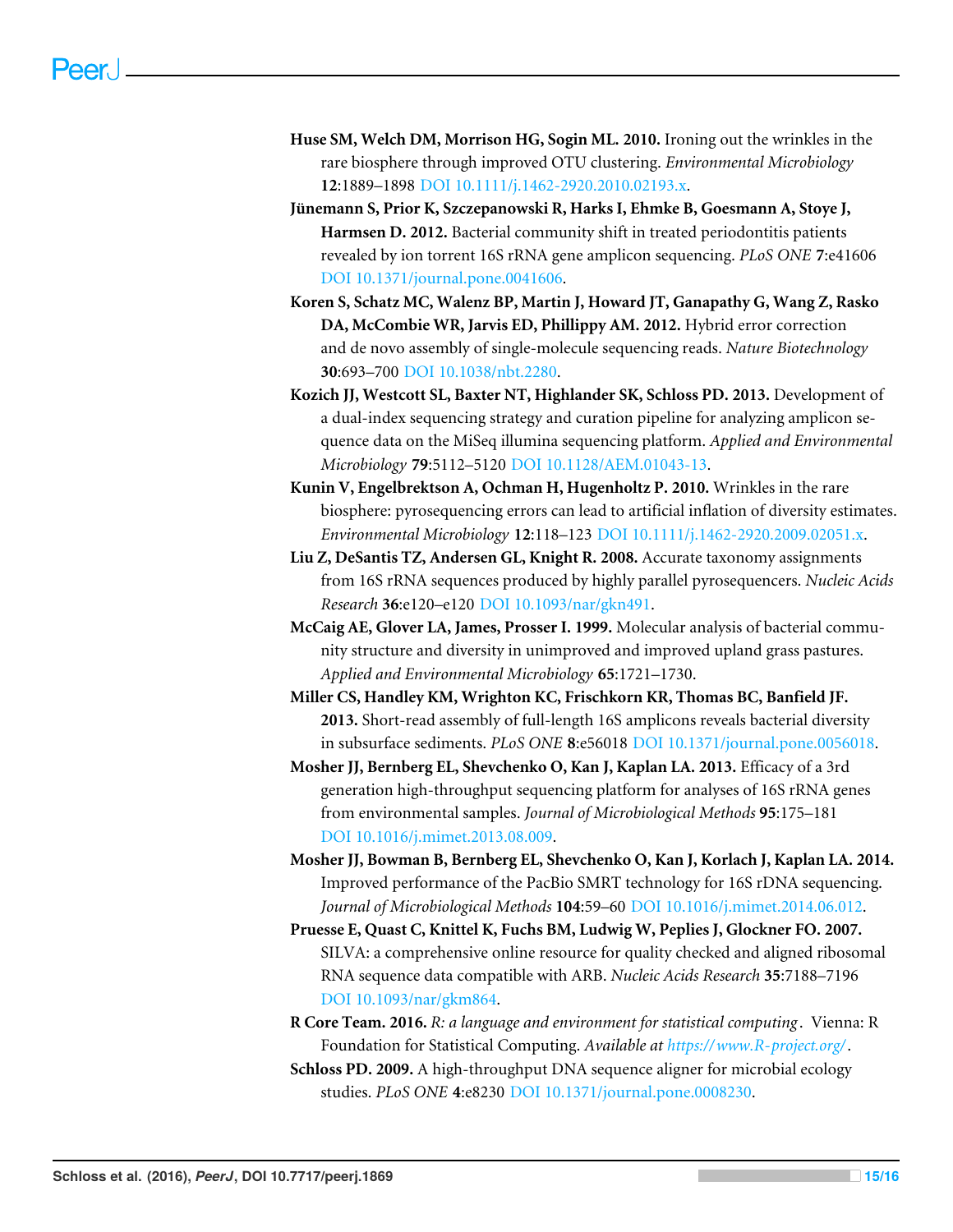**Huse SM, Welch DM, Morrison HG, Sogin ML. 2010.** Ironing out the wrinkles in the rare biosphere through improved OTU clustering. *Environmental Microbiology* **12**:1889–1898 DOI 10.1111/j.1462-2920.2010.02193.x.

**Jünemann S, Prior K, Szczepanowski R, Harks I, Ehmke B, Goesmann A, Stoye J, Harmsen D. 2012.** Bacterial community shift in treated periodontitis patients revealed by ion torrent 16S rRNA gene amplicon sequencing. *PLoS ONE* **7**:e41606 DOI 10.1371/journal.pone.0041606.

**Koren S, Schatz MC, Walenz BP, Martin J, Howard JT, Ganapathy G, Wang Z, Rasko DA, McCombie WR, Jarvis ED, Phillippy AM. 2012.** Hybrid error correction and de novo assembly of single-molecule sequencing reads. *Nature Biotechnology* **30**:693–700 DOI 10.1038/nbt.2280.

**Kozich JJ, Westcott SL, Baxter NT, Highlander SK, Schloss PD. 2013.** Development of a dual-index sequencing strategy and curation pipeline for analyzing amplicon sequence data on the MiSeq illumina sequencing platform. *Applied and Environmental Microbiology* **79**:5112–5120 DOI 10.1128/AEM.01043-13.

**Kunin V, Engelbrektson A, Ochman H, Hugenholtz P. 2010.** Wrinkles in the rare biosphere: pyrosequencing errors can lead to artificial inflation of diversity estimates. *Environmental Microbiology* **12**:118–123 DOI 10.1111/j.1462-2920.2009.02051.x.

**Liu Z, DeSantis TZ, Andersen GL, Knight R. 2008.** Accurate taxonomy assignments from 16S rRNA sequences produced by highly parallel pyrosequencers. *Nucleic Acids Research* **36**:e120–e120 DOI 10.1093/nar/gkn491.

**McCaig AE, Glover LA, James, Prosser I. 1999.** Molecular analysis of bacterial community structure and diversity in unimproved and improved upland grass pastures. *Applied and Environmental Microbiology* **65**:1721–1730.

**Miller CS, Handley KM, Wrighton KC, Frischkorn KR, Thomas BC, Banfield JF. 2013.** Short-read assembly of full-length 16S amplicons reveals bacterial diversity in subsurface sediments. *PLoS ONE* **8**:e56018 DOI 10.1371/journal.pone.0056018.

**Mosher JJ, Bernberg EL, Shevchenko O, Kan J, Kaplan LA. 2013.** Efficacy of a 3rd generation high-throughput sequencing platform for analyses of 16S rRNA genes from environmental samples. *Journal of Microbiological Methods* **95**:175–181 DOI 10.1016/j.mimet.2013.08.009.

**Mosher JJ, Bowman B, Bernberg EL, Shevchenko O, Kan J, Korlach J, Kaplan LA. 2014.** Improved performance of the PacBio SMRT technology for 16S rDNA sequencing. *Journal of Microbiological Methods* **104**:59–60 DOI 10.1016/j.mimet.2014.06.012.

**Pruesse E, Quast C, Knittel K, Fuchs BM, Ludwig W, Peplies J, Glockner FO. 2007.** SILVA: a comprehensive online resource for quality checked and aligned ribosomal RNA sequence data compatible with ARB. *Nucleic Acids Research* **35**:7188–7196 DOI 10.1093/nar/gkm864.

**R Core Team. 2016.** *R: a language and environment for statistical computing*. Vienna: R Foundation for Statistical Computing. *Available at https://www.R-project.org/*.

**Schloss PD. 2009.** A high-throughput DNA sequence aligner for microbial ecology studies. *PLoS ONE* **4**:e8230 DOI 10.1371/journal.pone.0008230.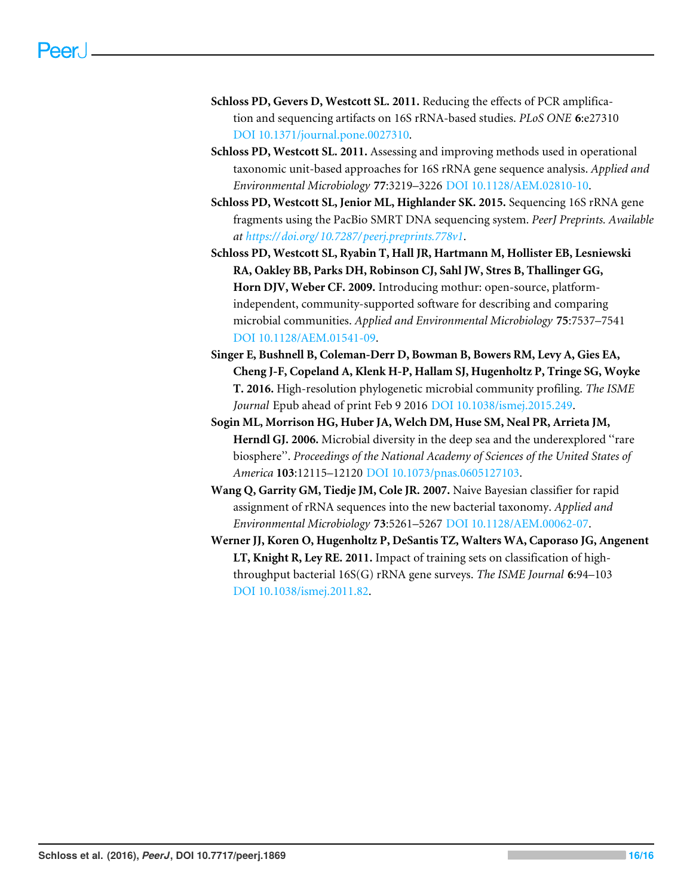**Schloss PD, Gevers D, Westcott SL. 2011.** Reducing the effects of PCR amplification and sequencing artifacts on 16S rRNA-based studies. *PLoS ONE* **6**:e27310 DOI 10.1371/journal.pone.0027310.

**Schloss PD, Westcott SL. 2011.** Assessing and improving methods used in operational taxonomic unit-based approaches for 16S rRNA gene sequence analysis. *Applied and Environmental Microbiology* **77**:3219–3226 DOI 10.1128/AEM.02810-10.

**Schloss PD, Westcott SL, Jenior ML, Highlander SK. 2015.** Sequencing 16S rRNA gene fragments using the PacBio SMRT DNA sequencing system. *PeerJ Preprints. Available at https://doi.org/10.7287/peerj.preprints.778v1*.

**Schloss PD, Westcott SL, Ryabin T, Hall JR, Hartmann M, Hollister EB, Lesniewski RA, Oakley BB, Parks DH, Robinson CJ, Sahl JW, Stres B, Thallinger GG, Horn DJV, Weber CF. 2009.** Introducing mothur: open-source, platform-independent, community-supported software for describing and comparing microbial communities. *Applied and Environmental Microbiology* **75**:7537–7541 DOI 10.1128/AEM.01541-09.

**Singer E, Bushnell B, Coleman-Derr D, Bowman B, Bowers RM, Levy A, Gies EA, Cheng J-F, Copeland A, Klenk H-P, Hallam SJ, Hugenholtz P, Tringe SG, Woyke T. 2016.** High-resolution phylogenetic microbial community profiling. *The ISME Journal* Epub ahead of print Feb 9 2016 DOI 10.1038/ismej.2015.249.

**Sogin ML, Morrison HG, Huber JA, Welch DM, Huse SM, Neal PR, Arrieta JM, Herndl GJ. 2006.** Microbial diversity in the deep sea and the underexplored "rare biosphere". *Proceedings of the National Academy of Sciences of the United States of America* **103**:12115–12120 DOI 10.1073/pnas.0605127103.

**Wang Q, Garrity GM, Tiedje JM, Cole JR. 2007.** Naive Bayesian classifier for rapid assignment of rRNA sequences into the new bacterial taxonomy. *Applied and Environmental Microbiology* **73**:5261–5267 DOI 10.1128/AEM.00062-07.

**Werner JJ, Koren O, Hugenholtz P, DeSantis TZ, Walters WA, Caporaso JG, Angenent LT, Knight R, Ley RE. 2011.** Impact of training sets on classification of high-throughput bacterial 16S(G) rRNA gene surveys. *The ISME Journal* **6**:94–103 DOI 10.1038/ismej.2011.82.